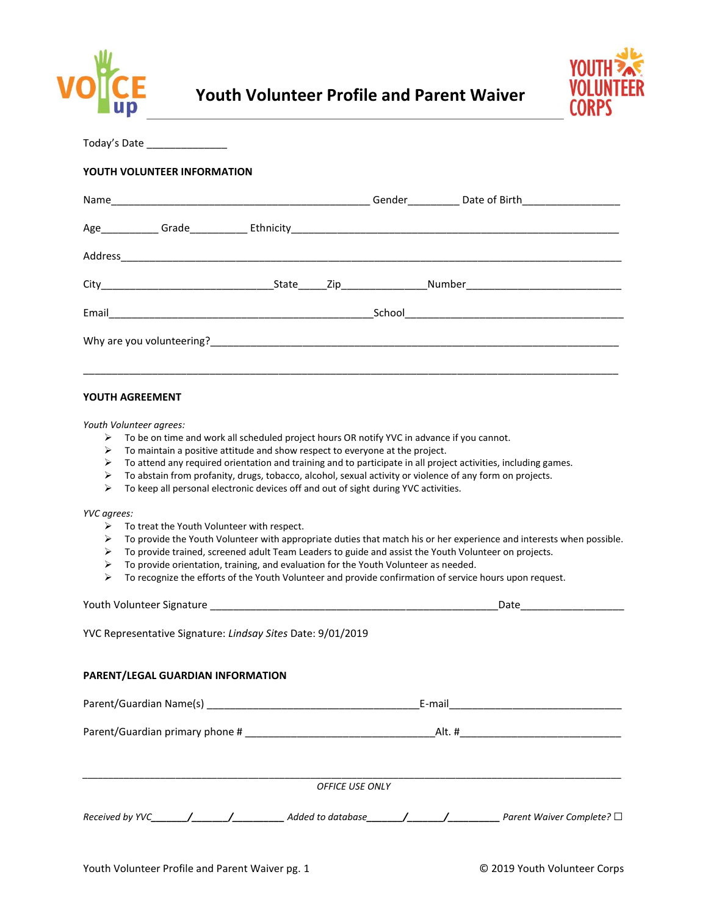# Youth Volunteer Profile and Parent Waiver

Today's Date ______________

**YOUTH VOLUNTEER INFORMATION**

Name_____________________________________________ Gender_________ Date of Birth________________

Age__________ Grade__________ Ethnicity_______________________________________________________

Address_______________________________________________________________________________

City_____________________________State_____Zip______________Number__________________________

Email_____________________________________________School______________________________________

Why are you volunteering?_______________________________________________________________

_______________________________________________________________________________________

**YOUTH AGREEMENT**

*Youth Volunteer agrees:*

- To be on time and work all scheduled project hours OR notify YVC in advance if you cannot.
- To maintain a positive attitude and show respect to everyone at the project.
- To attend any required orientation and training and to participate in all project activities, including games.
- To abstain from profanity, drugs, tobacco, alcohol, sexual activity or violence of any form on projects.
- To keep all personal electronic devices off and out of sight during YVC activities.

*YVC agrees:*

- To treat the Youth Volunteer with respect.
- To provide the Youth Volunteer with appropriate duties that match his or her experience and interests when possible.
- To provide trained, screened adult Team Leaders to guide and assist the Youth Volunteer on projects.
- To provide orientation, training, and evaluation for the Youth Volunteer as needed.
- To recognize the efforts of the Youth Volunteer and provide confirmation of service hours upon request.

Youth Volunteer Signature __________________________________________________Date__________________

YVC Representative Signature: *Lindsay Sites* Date: 9/01/2019

**PARENT/LEGAL GUARDIAN INFORMATION**

Parent/Guardian Name(s) _____________________________________E-mail_____________________________

Parent/Guardian primary phone # ________________________________Alt. #___________________________

---

*OFFICE USE ONLY*

*Received by YVC_______/_______/_________ Added to database_______/_______/_________ Parent Waiver Complete?* ☐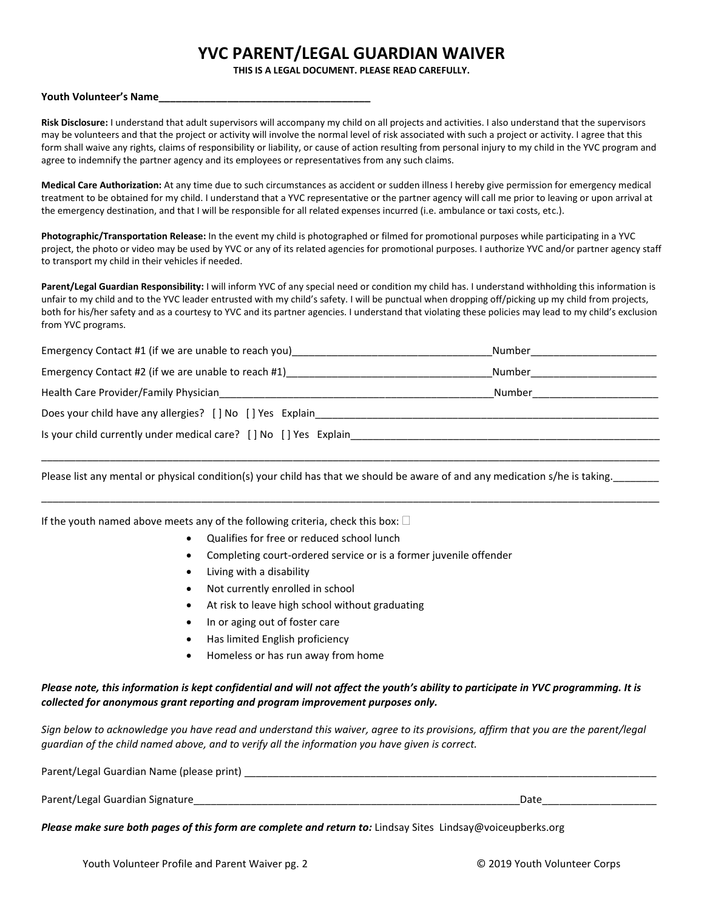# YVC PARENT/LEGAL GUARDIAN WAIVER

**THIS IS A LEGAL DOCUMENT. PLEASE READ CAREFULLY.**

**Youth Volunteer's Name**_____________________________________

**Risk Disclosure:** I understand that adult supervisors will accompany my child on all projects and activities. I also understand that the supervisors may be volunteers and that the project or activity will involve the normal level of risk associated with such a project or activity. I agree that this form shall waive any rights, claims of responsibility or liability, or cause of action resulting from personal injury to my child in the YVC program and agree to indemnify the partner agency and its employees or representatives from any such claims.

**Medical Care Authorization:** At any time due to such circumstances as accident or sudden illness I hereby give permission for emergency medical treatment to be obtained for my child. I understand that a YVC representative or the partner agency will call me prior to leaving or upon arrival at the emergency destination, and that I will be responsible for all related expenses incurred (i.e. ambulance or taxi costs, etc.).

**Photographic/Transportation Release:** In the event my child is photographed or filmed for promotional purposes while participating in a YVC project, the photo or video may be used by YVC or any of its related agencies for promotional purposes. I authorize YVC and/or partner agency staff to transport my child in their vehicles if needed.

**Parent/Legal Guardian Responsibility:** I will inform YVC of any special need or condition my child has. I understand withholding this information is unfair to my child and to the YVC leader entrusted with my child's safety. I will be punctual when dropping off/picking up my child from projects, both for his/her safety and as a courtesy to YVC and its partner agencies. I understand that violating these policies may lead to my child's exclusion from YVC programs.

Emergency Contact #1 (if we are unable to reach you)___________________________________Number______________________

Emergency Contact #2 (if we are unable to reach #1)____________________________________Number______________________

Health Care Provider/Family Physician_________________________________________________Number______________________

Does your child have any allergies? [ ] No [ ] Yes Explain______________________________________________________________

Is your child currently under medical care? [ ] No [ ] Yes Explain_______________________________________________________

___________________________________________________________________________________________________________

Please list any mental or physical condition(s) your child has that we should be aware of and any medication s/he is taking.________

___________________________________________________________________________________________________________

If the youth named above meets any of the following criteria, check this box: ☐

- Qualifies for free or reduced school lunch
- Completing court-ordered service or is a former juvenile offender
- Living with a disability
- Not currently enrolled in school
- At risk to leave high school without graduating
- In or aging out of foster care
- Has limited English proficiency
- Homeless or has run away from home

***Please note, this information is kept confidential and will not affect the youth's ability to participate in YVC programming. It is collected for anonymous grant reporting and program improvement purposes only.***

*Sign below to acknowledge you have read and understand this waiver, agree to its provisions, affirm that you are the parent/legal guardian of the child named above, and to verify all the information you have given is correct.*

Parent/Legal Guardian Name (please print) ___________________________________________________________________________

Parent/Legal Guardian Signature_____________________________________________________________Date____________________

***Please make sure both pages of this form are complete and return to:*** Lindsay Sites Lindsay@voiceupberks.org

Youth Volunteer Profile and Parent Waiver pg. 2 © 2019 Youth Volunteer Corps